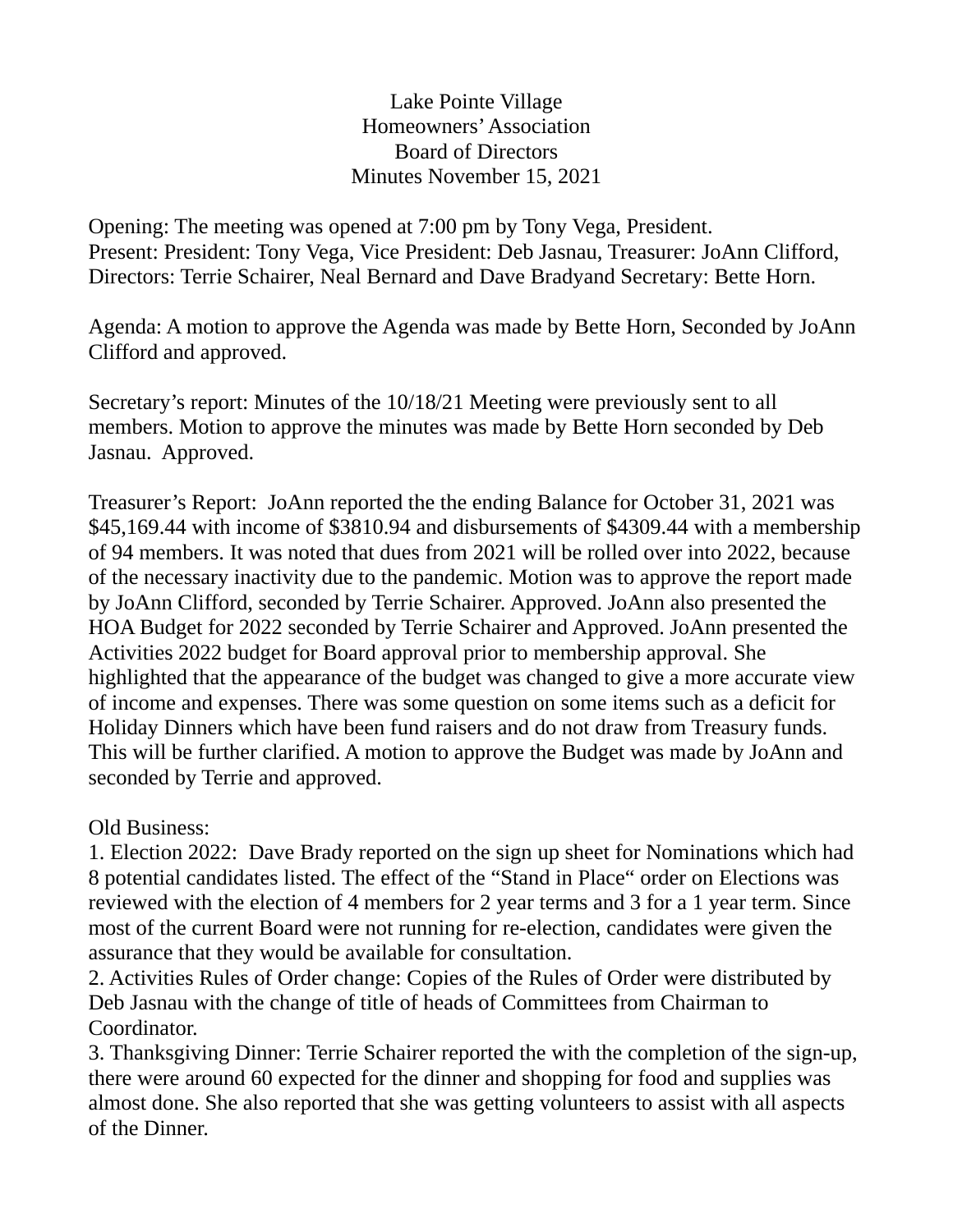Lake Pointe Village
Homeowners' Association
Board of Directors
Minutes November 15, 2021

Opening: The meeting was opened at 7:00 pm by Tony Vega, President.
Present: President: Tony Vega, Vice President: Deb Jasnau, Treasurer: JoAnn Clifford, Directors: Terrie Schairer, Neal Bernard and Dave Bradyand Secretary: Bette Horn.

Agenda: A motion to approve the Agenda was made by Bette Horn, Seconded by JoAnn Clifford and approved.

Secretary's report: Minutes of the 10/18/21 Meeting were previously sent to all members. Motion to approve the minutes was made by Bette Horn seconded by Deb Jasnau. Approved.

Treasurer's Report: JoAnn reported the the ending Balance for October 31, 2021 was $45,169.44 with income of $3810.94 and disbursements of $4309.44 with a membership of 94 members. It was noted that dues from 2021 will be rolled over into 2022, because of the necessary inactivity due to the pandemic. Motion was to approve the report made by JoAnn Clifford, seconded by Terrie Schairer. Approved. JoAnn also presented the HOA Budget for 2022 seconded by Terrie Schairer and Approved. JoAnn presented the Activities 2022 budget for Board approval prior to membership approval. She highlighted that the appearance of the budget was changed to give a more accurate view of income and expenses. There was some question on some items such as a deficit for Holiday Dinners which have been fund raisers and do not draw from Treasury funds. This will be further clarified. A motion to approve the Budget was made by JoAnn and seconded by Terrie and approved.

Old Business:

1. Election 2022: Dave Brady reported on the sign up sheet for Nominations which had 8 potential candidates listed. The effect of the "Stand in Place" order on Elections was reviewed with the election of 4 members for 2 year terms and 3 for a 1 year term. Since most of the current Board were not running for re-election, candidates were given the assurance that they would be available for consultation.
2. Activities Rules of Order change: Copies of the Rules of Order were distributed by Deb Jasnau with the change of title of heads of Committees from Chairman to Coordinator.
3. Thanksgiving Dinner: Terrie Schairer reported the with the completion of the sign-up, there were around 60 expected for the dinner and shopping for food and supplies was almost done. She also reported that she was getting volunteers to assist with all aspects of the Dinner.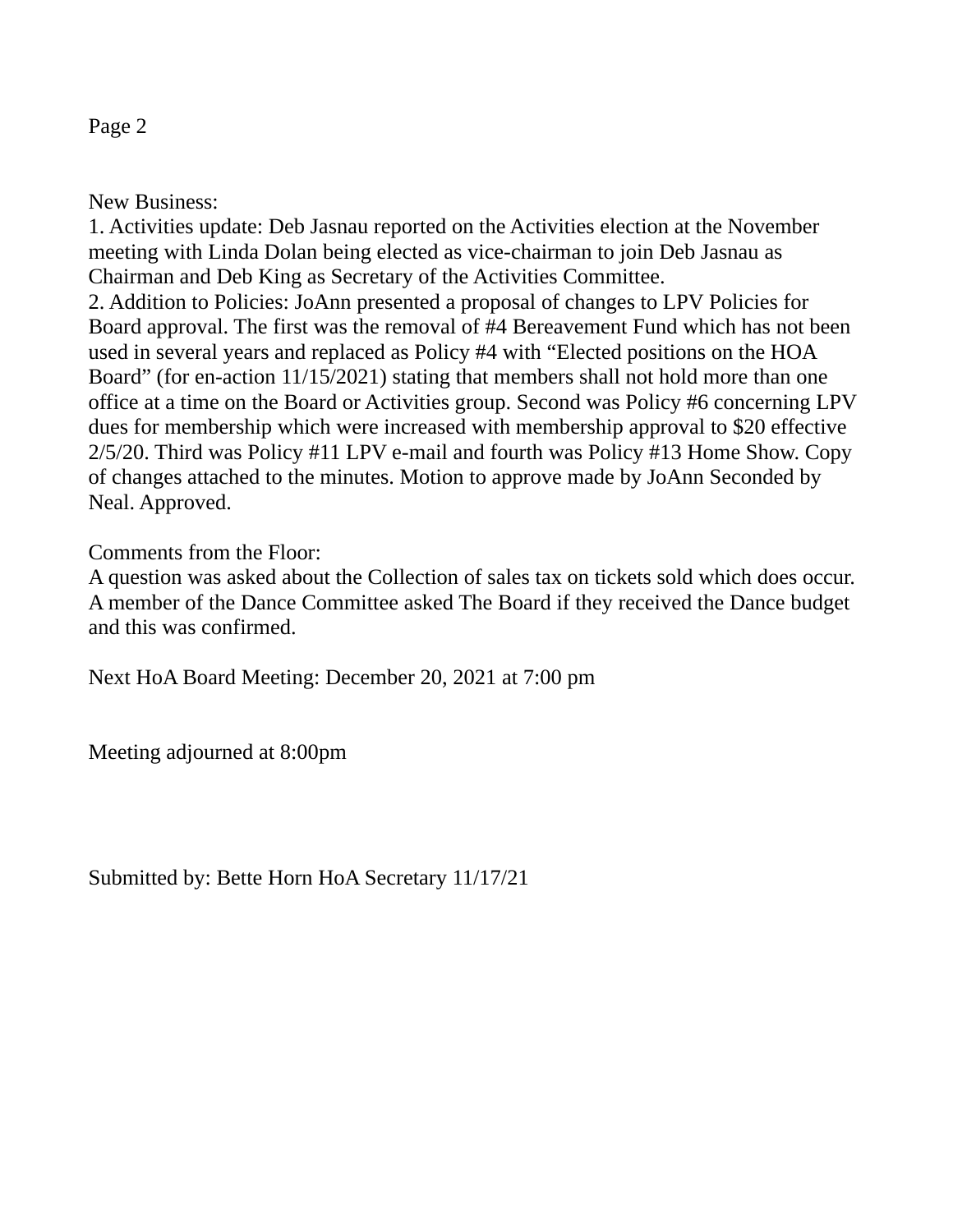New Business:

1. Activities update: Deb Jasnau reported on the Activities election at the November meeting with Linda Dolan being elected as vice-chairman to join Deb Jasnau as Chairman and Deb King as Secretary of the Activities Committee.
2. Addition to Policies: JoAnn presented a proposal of changes to LPV Policies for Board approval. The first was the removal of #4 Bereavement Fund which has not been used in several years and replaced as Policy #4 with "Elected positions on the HOA Board" (for en-action 11/15/2021) stating that members shall not hold more than one office at a time on the Board or Activities group. Second was Policy #6 concerning LPV dues for membership which were increased with membership approval to $20 effective 2/5/20. Third was Policy #11 LPV e-mail and fourth was Policy #13 Home Show. Copy of changes attached to the minutes. Motion to approve made by JoAnn Seconded by Neal. Approved.

Comments from the Floor:

A question was asked about the Collection of sales tax on tickets sold which does occur. A member of the Dance Committee asked The Board if they received the Dance budget and this was confirmed.

Next HoA Board Meeting: December 20, 2021 at 7:00 pm

Meeting adjourned at 8:00pm

Submitted by: Bette Horn HoA Secretary 11/17/21